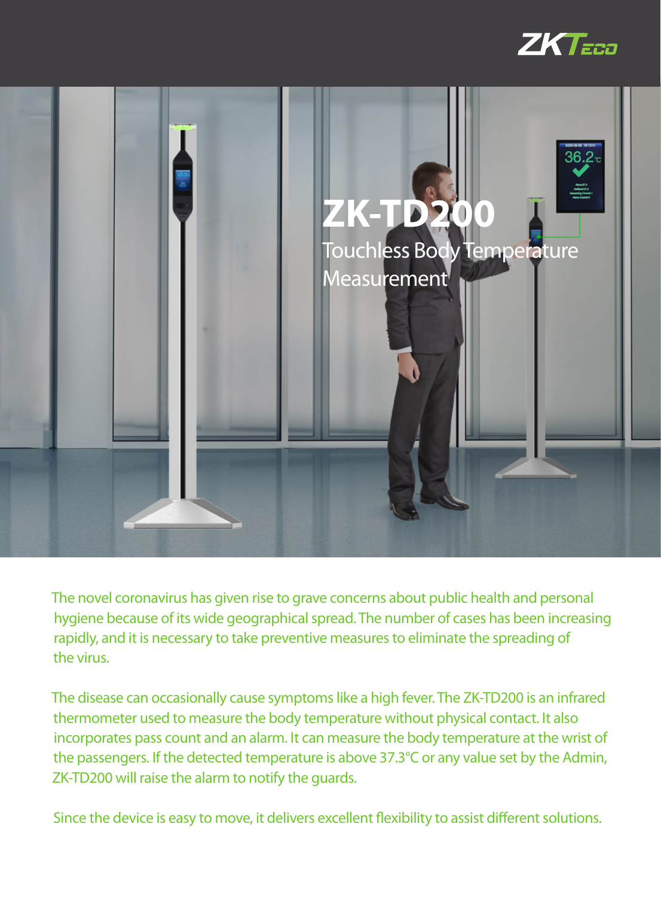# ZK-TD200

## Touchless Body Temperature Measurement

The novel coronavirus has given rise to grave concerns about public health and personal hygiene because of its wide geographical spread. The number of cases has been increasing rapidly, and it is necessary to take preventive measures to eliminate the spreading of the virus.

The disease can occasionally cause symptoms like a high fever. The ZK-TD200 is an infrared thermometer used to measure the body temperature without physical contact. It also incorporates pass count and an alarm. It can measure the body temperature at the wrist of the passengers. If the detected temperature is above 37.3°C or any value set by the Admin, ZK-TD200 will raise the alarm to notify the guards.

Since the device is easy to move, it delivers excellent flexibility to assist different solutions.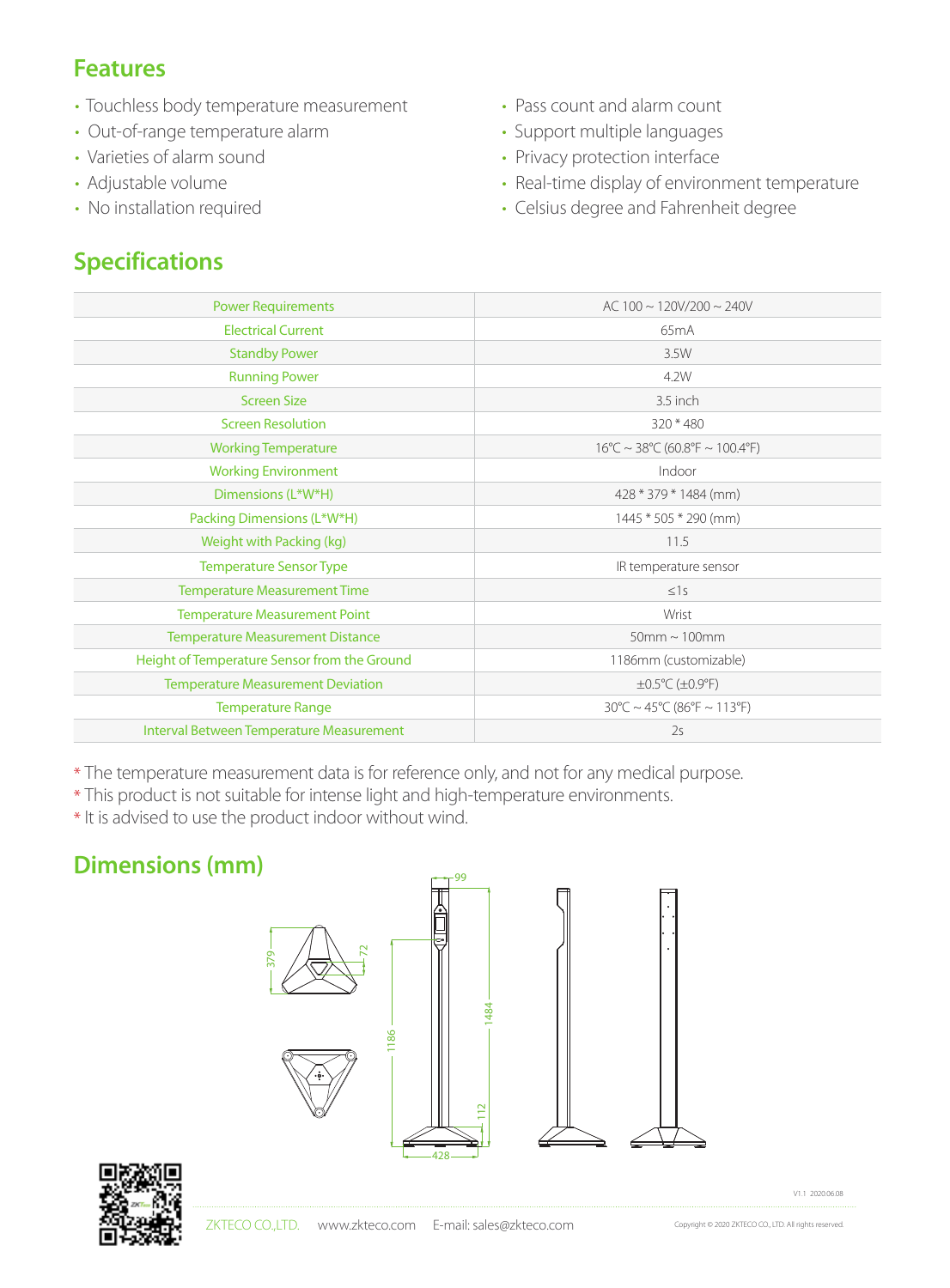## Features

- Touchless body temperature measurement
- Out-of-range temperature alarm
- Varieties of alarm sound
- Adjustable volume
- No installation required
- Pass count and alarm count
- Support multiple languages
- Privacy protection interface
- Real-time display of environment temperature
- Celsius degree and Fahrenheit degree

## Specifications

| | |
|---|---|
| Power Requirements | AC 100 ~ 120V/200 ~ 240V |
| Electrical Current | 65mA |
| Standby Power | 3.5W |
| Running Power | 4.2W |
| Screen Size | 3.5 inch |
| Screen Resolution | 320 * 480 |
| Working Temperature | 16℃ ~ 38℃ (60.8℉ ~ 100.4℉) |
| Working Environment | Indoor |
| Dimensions (L*W*H) | 428 * 379 * 1484 (mm) |
| Packing Dimensions (L*W*H) | 1445 * 505 * 290 (mm) |
| Weight with Packing (kg) | 11.5 |
| Temperature Sensor Type | IR temperature sensor |
| Temperature Measurement Time | ≤1s |
| Temperature Measurement Point | Wrist |
| Temperature Measurement Distance | 50mm ~ 100mm |
| Height of Temperature Sensor from the Ground | 1186mm (customizable) |
| Temperature Measurement Deviation | ±0.5℃ (±0.9℉) |
| Temperature Range | 30℃ ~ 45℃ (86℉ ~ 113℉) |
| Interval Between Temperature Measurement | 2s |

* The temperature measurement data is for reference only, and not for any medical purpose.
* This product is not suitable for intense light and high-temperature environments.
* It is advised to use the product indoor without wind.

## Dimensions (mm)

379
72
99
1186
1484
112
428

ZKTECO CO.,LTD. www.zkteco.com E-mail: sales@zkteco.com

V1.1 2020.06.08

Copyright © 2020 ZKTECO CO., LTD. All rights reserved.